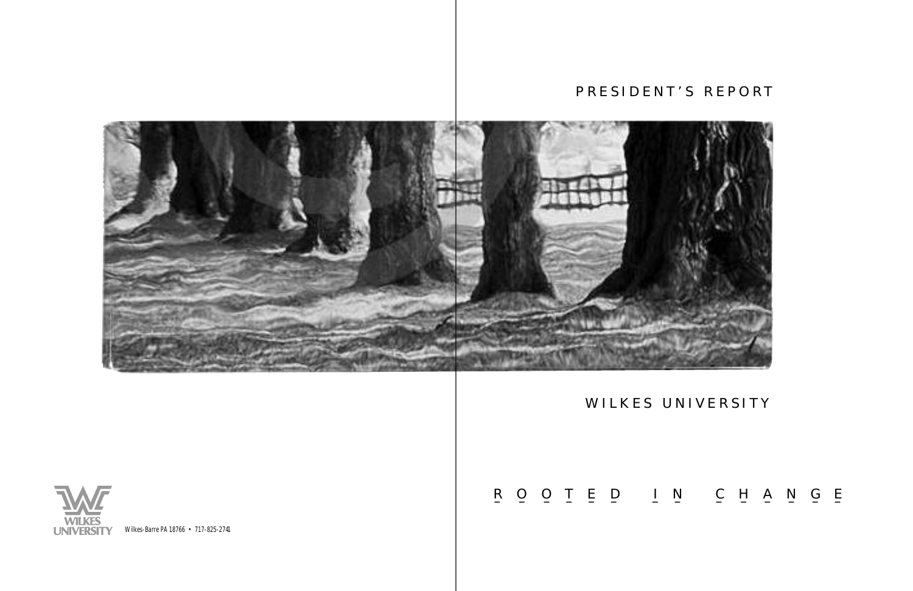# PRESIDENT'S REPORT

## WILKES UNIVERSITY

## ROOTED IN CHANGE

WILKES UNIVERSITY

Wilkes-Barre PA 18766 • 717-825-2741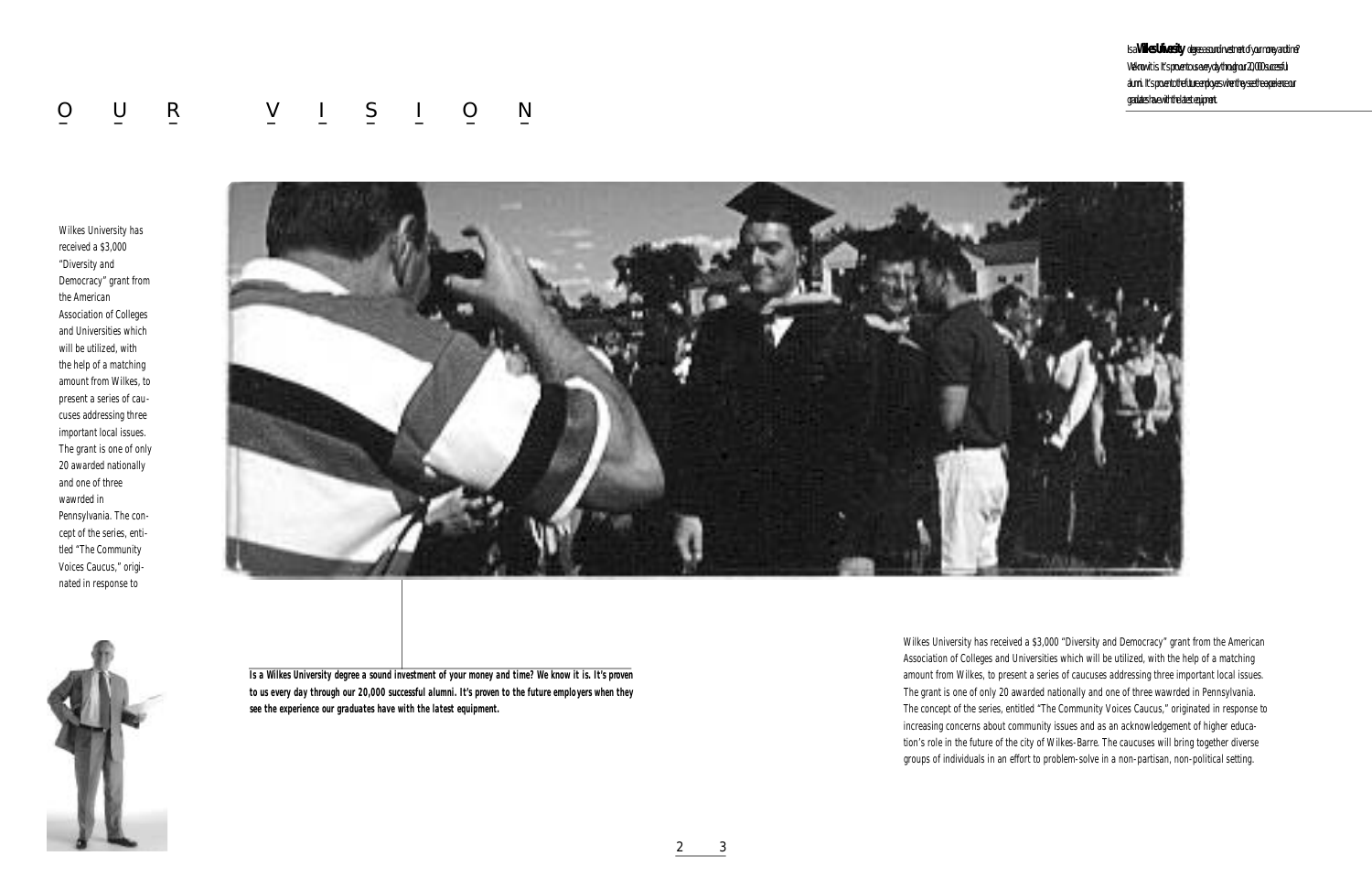# OUR VISION

Is a **Wilkes University** degree a sound investment of your money and time? We know it is. It's proven to us every day through our 20,000 successful alumni. It's proven to the future employers when they see the experience our graduates have with the latest equipment.

Wilkes University has received a $3,000 "Diversity and Democracy" grant from the American Association of Colleges and Universities which will be utilized, with the help of a matching amount from Wilkes, to present a series of caucuses addressing three important local issues. The grant is one of only 20 awarded nationally and one of three wawrded in Pennsylvania. The concept of the series, entitled "The Community Voices Caucus," originated in response to

***Is a Wilkes University degree a sound investment of your money and time? We know it is. It's proven to us every day through our 20,000 successful alumni. It's proven to the future employers when they see the experience our graduates have with the latest equipment.***

Wilkes University has received a $3,000 "Diversity and Democracy" grant from the American Association of Colleges and Universities which will be utilized, with the help of a matching amount from Wilkes, to present a series of caucuses addressing three important local issues. The grant is one of only 20 awarded nationally and one of three wawrded in Pennsylvania. The concept of the series, entitled "The Community Voices Caucus," originated in response to increasing concerns about community issues and as an acknowledgement of higher education's role in the future of the city of Wilkes-Barre. The caucuses will bring together diverse groups of individuals in an effort to problem-solve in a non-partisan, non-political setting.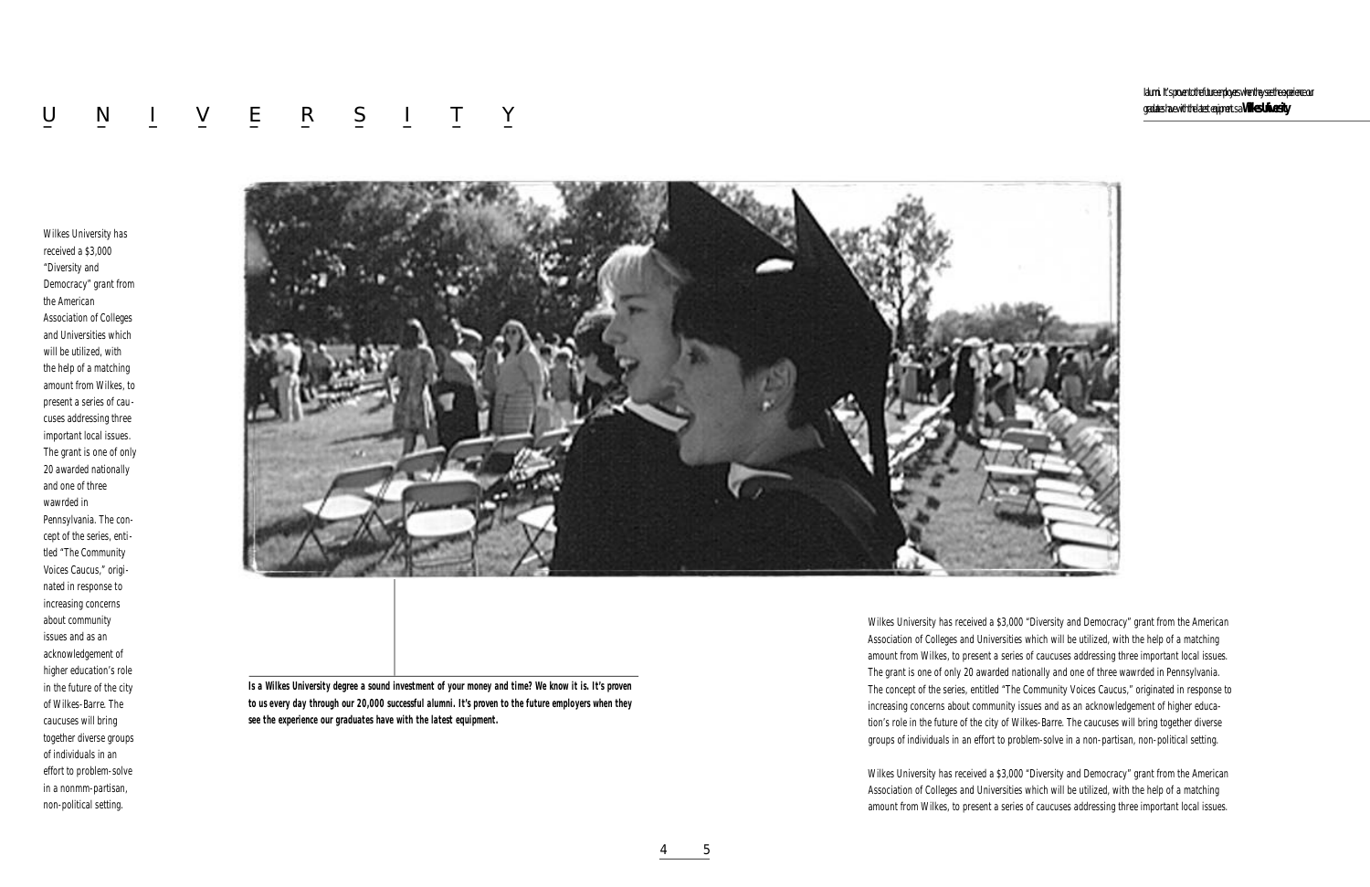# U N I V E R S I T Y

alumni. It's proven to the future employers when they see the experience our graduates have with the latest equipment. **Wilkes University**

Wilkes University has received a $3,000 "Diversity and Democracy" grant from the American Association of Colleges and Universities which will be utilized, with the help of a matching amount from Wilkes, to present a series of caucuses addressing three important local issues. The grant is one of only 20 awarded nationally and one of three wawrded in Pennsylvania. The concept of the series, entitled "The Community Voices Caucus," originated in response to increasing concerns about community issues and as an acknowledgement of higher education's role in the future of the city of Wilkes-Barre. The caucuses will bring together diverse groups of individuals in an effort to problem-solve in a nonmm-partisan, non-political setting.

**Is a Wilkes University degree a sound investment of your money and time? We know it is. It's proven to us every day through our 20,000 successful alumni. It's proven to the future employers when they see the experience our graduates have with the latest equipment.**

Wilkes University has received a $3,000 "Diversity and Democracy" grant from the American Association of Colleges and Universities which will be utilized, with the help of a matching amount from Wilkes, to present a series of caucuses addressing three important local issues. The grant is one of only 20 awarded nationally and one of three wawrded in Pennsylvania. The concept of the series, entitled "The Community Voices Caucus," originated in response to increasing concerns about community issues and as an acknowledgement of higher education's role in the future of the city of Wilkes-Barre. The caucuses will bring together diverse groups of individuals in an effort to problem-solve in a non-partisan, non-political setting.

Wilkes University has received a $3,000 "Diversity and Democracy" grant from the American Association of Colleges and Universities which will be utilized, with the help of a matching amount from Wilkes, to present a series of caucuses addressing three important local issues.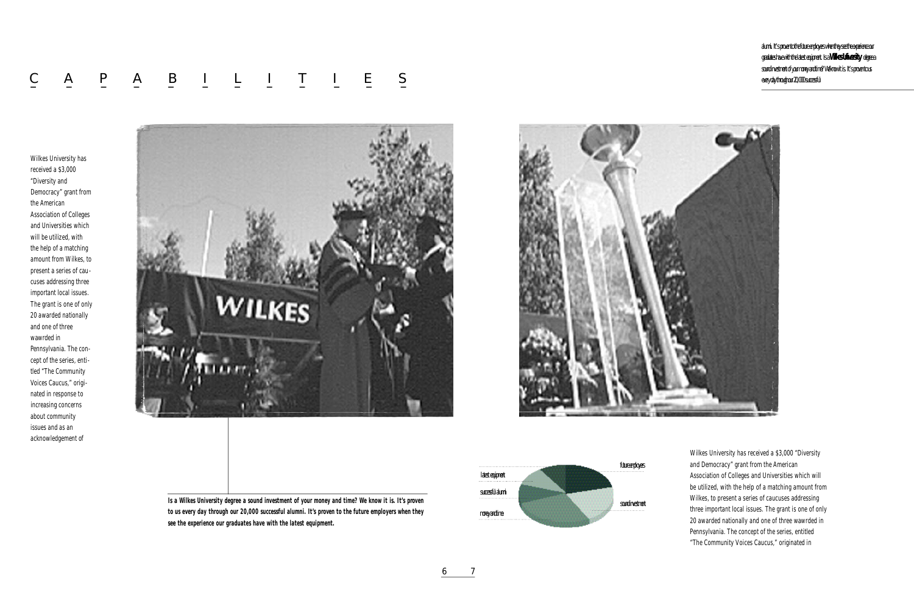alumni. It's proven to the future employers when they see the experience our graduates have with the latest equipment. Is a **Wilkes University** degree a sound investment of your money and time? We know it is. It's proven to us every day through our 20,000 successful

# C A P A B I L I T I E S

Wilkes University has received a $3,000 "Diversity and Democracy" grant from the American Association of Colleges and Universities which will be utilized, with the help of a matching amount from Wilkes, to present a series of caucuses addressing three important local issues. The grant is one of only 20 awarded nationally and one of three wawrded in Pennsylvania. The concept of the series, entitled "The Community Voices Caucus," originated in response to increasing concerns about community issues and as an acknowledgement of

**Is a Wilkes University degree a sound investment of your money and time? We know it is. It's proven to us every day through our 20,000 successful alumni. It's proven to the future employers when they see the experience our graduates have with the latest equipment.**

latest equipment

successful alumni

money and time

future employers

sound investment

Wilkes University has received a $3,000 "Diversity and Democracy" grant from the American Association of Colleges and Universities which will be utilized, with the help of a matching amount from Wilkes, to present a series of caucuses addressing three important local issues. The grant is one of only 20 awarded nationally and one of three wawrded in Pennsylvania. The concept of the series, entitled "The Community Voices Caucus," originated in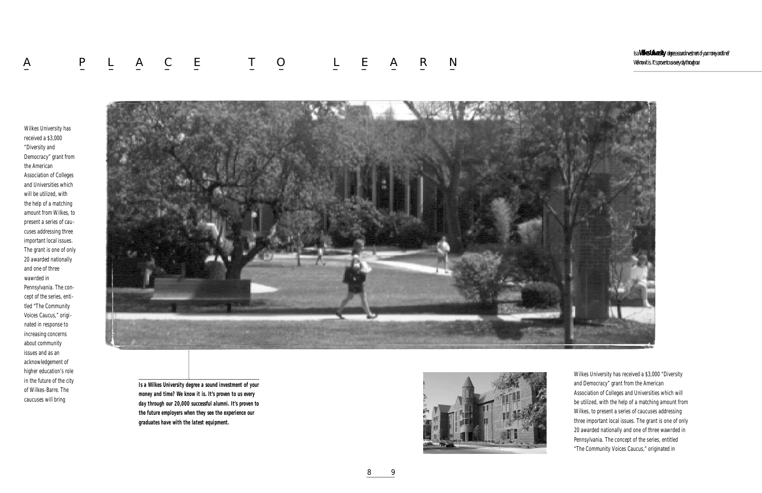# A PLACE TO LEARN

Is a **Wilkes University** degree a sound investment of your money and time? We know it is. It's proven to us every day through our

Wilkes University has received a $3,000 "Diversity and Democracy" grant from the American Association of Colleges and Universities which will be utilized, with the help of a matching amount from Wilkes, to present a series of caucuses addressing three important local issues. The grant is one of only 20 awarded nationally and one of three wawrded in Pennsylvania. The concept of the series, entitled "The Community Voices Caucus," originated in response to increasing concerns about community issues and as an acknowledgement of higher education's role in the future of the city of Wilkes-Barre. The caucuses will bring

**Is a Wilkes University degree a sound investment of your money and time? We know it is. It's proven to us every day through our 20,000 successful alumni. It's proven to the future employers when they see the experience our graduates have with the latest equipment.**

Wilkes University has received a $3,000 "Diversity and Democracy" grant from the American Association of Colleges and Universities which will be utilized, with the help of a matching amount from Wilkes, to present a series of caucuses addressing three important local issues. The grant is one of only 20 awarded nationally and one of three wawrded in Pennsylvania. The concept of the series, entitled "The Community Voices Caucus," originated in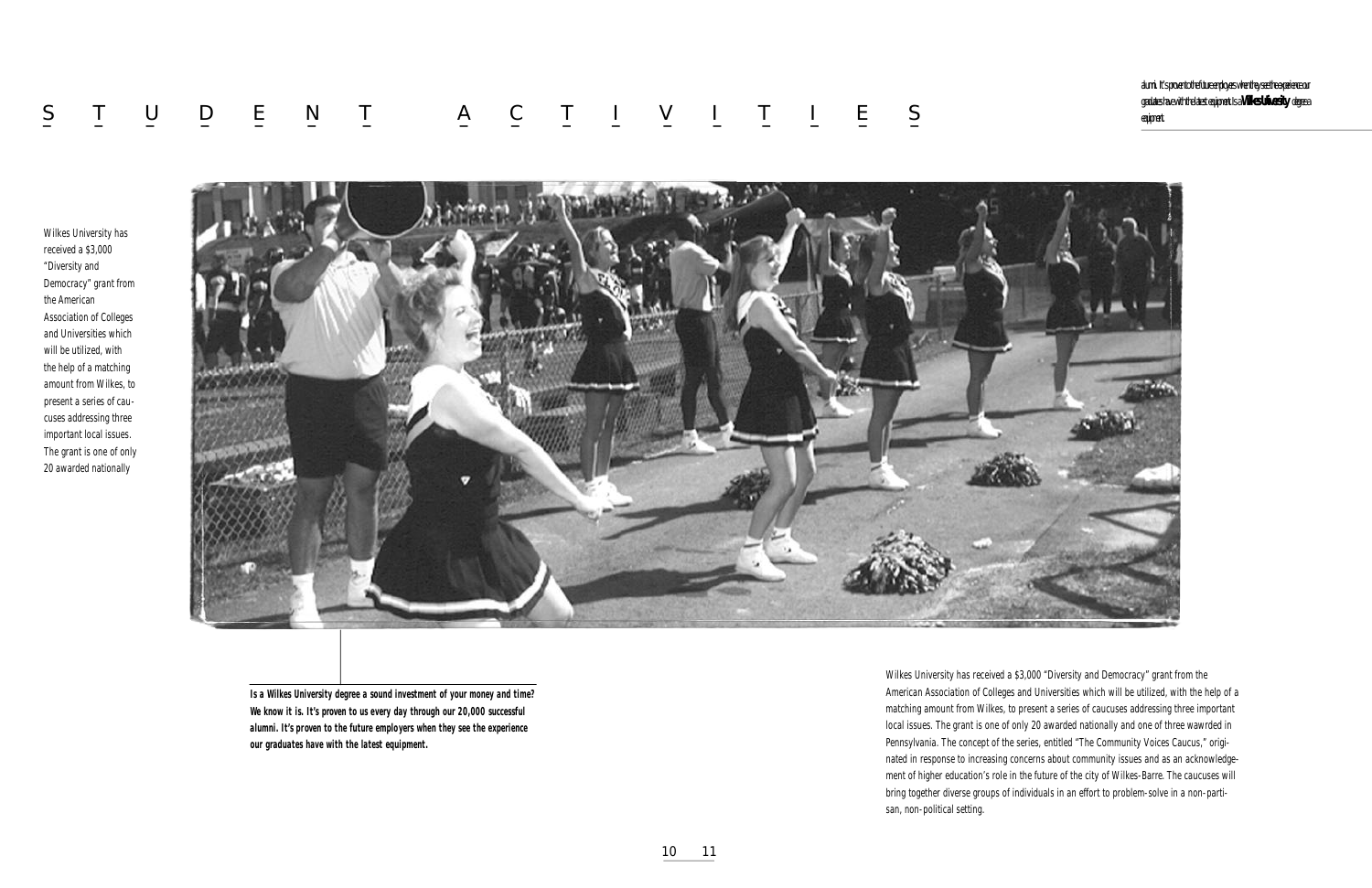# STUDENT ACTIVITIES

alumni. It's proven to the future employers when they see the experience our graduates have with the latest equipment. Is a **Wilkes University** degree a equipment.

Wilkes University has received a $3,000 "Diversity and Democracy" grant from the American Association of Colleges and Universities which will be utilized, with the help of a matching amount from Wilkes, to present a series of caucuses addressing three important local issues. The grant is one of only 20 awarded nationally

**Is a Wilkes University degree a sound investment of your money and time? We know it is. It's proven to us every day through our 20,000 successful alumni. It's proven to the future employers when they see the experience our graduates have with the latest equipment.**

Wilkes University has received a $3,000 "Diversity and Democracy" grant from the American Association of Colleges and Universities which will be utilized, with the help of a matching amount from Wilkes, to present a series of caucuses addressing three important local issues. The grant is one of only 20 awarded nationally and one of three wawrded in Pennsylvania. The concept of the series, entitled "The Community Voices Caucus," originated in response to increasing concerns about community issues and as an acknowledgement of higher education's role in the future of the city of Wilkes-Barre. The caucuses will bring together diverse groups of individuals in an effort to problem-solve in a non-partisan, non-political setting.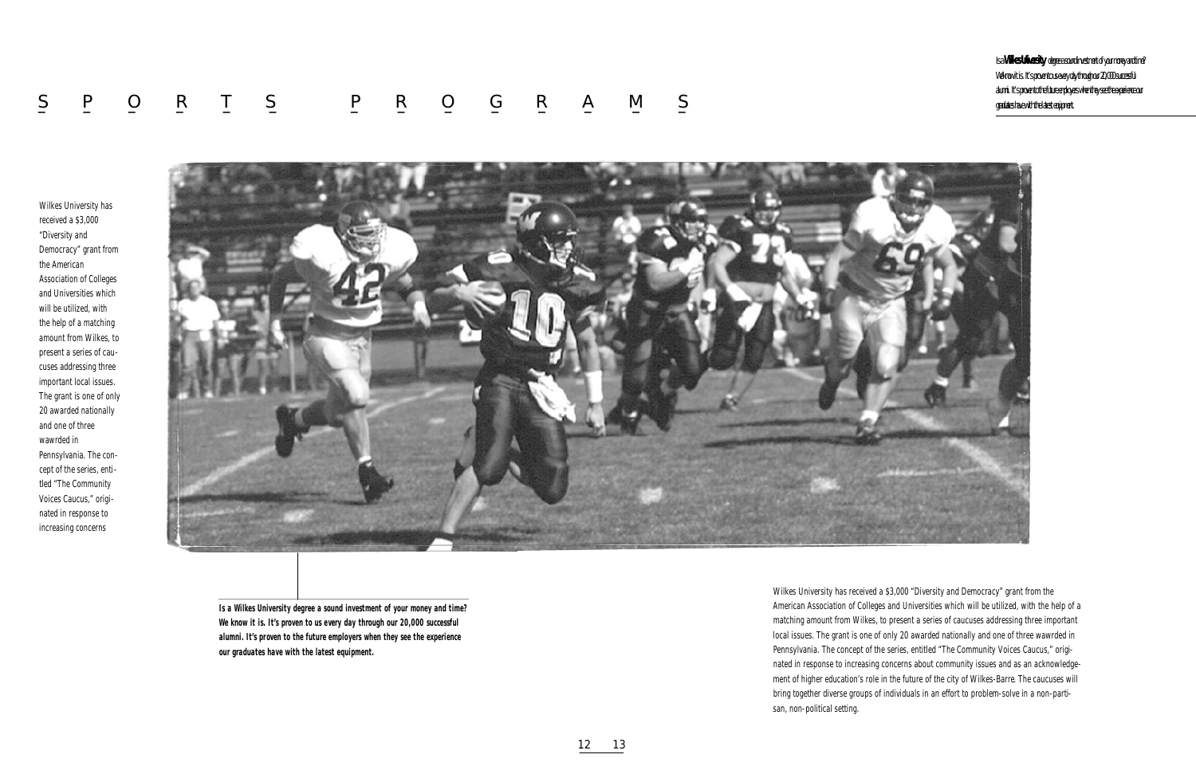# SPORTS PROGRAMS

Is a **Wilkes University** degree a sound investment of your money and time? We know it is. It's proven to us every day through our 20,000 successful alumni. It's proven to the future employers when they see the experience our graduates have with the latest equipment.

Wilkes University has received a $3,000 "Diversity and Democracy" grant from the American Association of Colleges and Universities which will be utilized, with the help of a matching amount from Wilkes, to present a series of caucuses addressing three important local issues. The grant is one of only 20 awarded nationally and one of three wawrded in Pennsylvania. The concept of the series, entitled "The Community Voices Caucus," originated in response to increasing concerns

**Is a Wilkes University degree a sound investment of your money and time? We know it is. It's proven to us every day through our 20,000 successful alumni. It's proven to the future employers when they see the experience our graduates have with the latest equipment.**

Wilkes University has received a $3,000 "Diversity and Democracy" grant from the American Association of Colleges and Universities which will be utilized, with the help of a matching amount from Wilkes, to present a series of caucuses addressing three important local issues. The grant is one of only 20 awarded nationally and one of three wawrded in Pennsylvania. The concept of the series, entitled "The Community Voices Caucus," originated in response to increasing concerns about community issues and as an acknowledgement of higher education's role in the future of the city of Wilkes-Barre. The caucuses will bring together diverse groups of individuals in an effort to problem-solve in a non-partisan, non-political setting.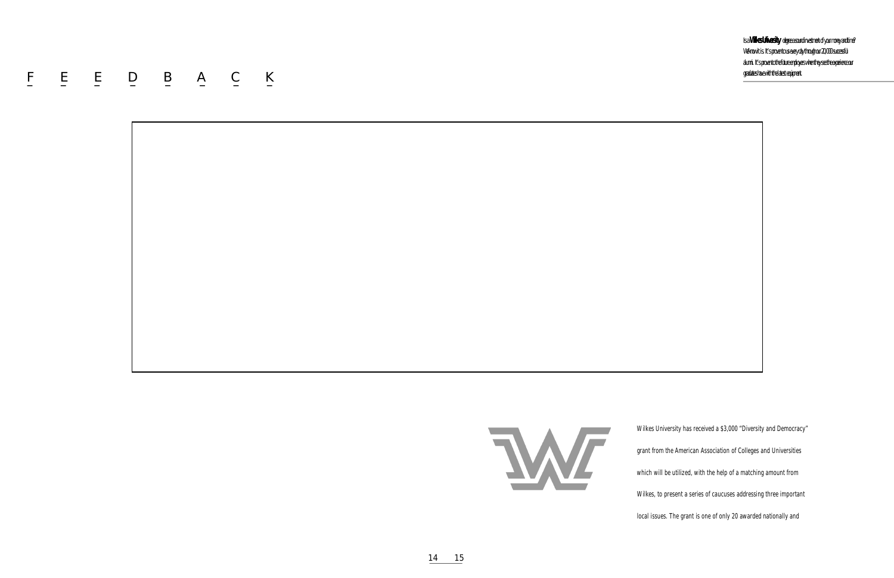Is a **Wilkes University** degree a sound investment of your money and time? We know it is. It's proven to us every day through our 20,000 successful alumni. It's proven to the future employers when they see the experience our graduates have with the latest equipment.

# F E E D B A C K

Wilkes University has received a $3,000 "Diversity and Democracy" grant from the American Association of Colleges and Universities which will be utilized, with the help of a matching amount from Wilkes, to present a series of caucuses addressing three important local issues. The grant is one of only 20 awarded nationally and